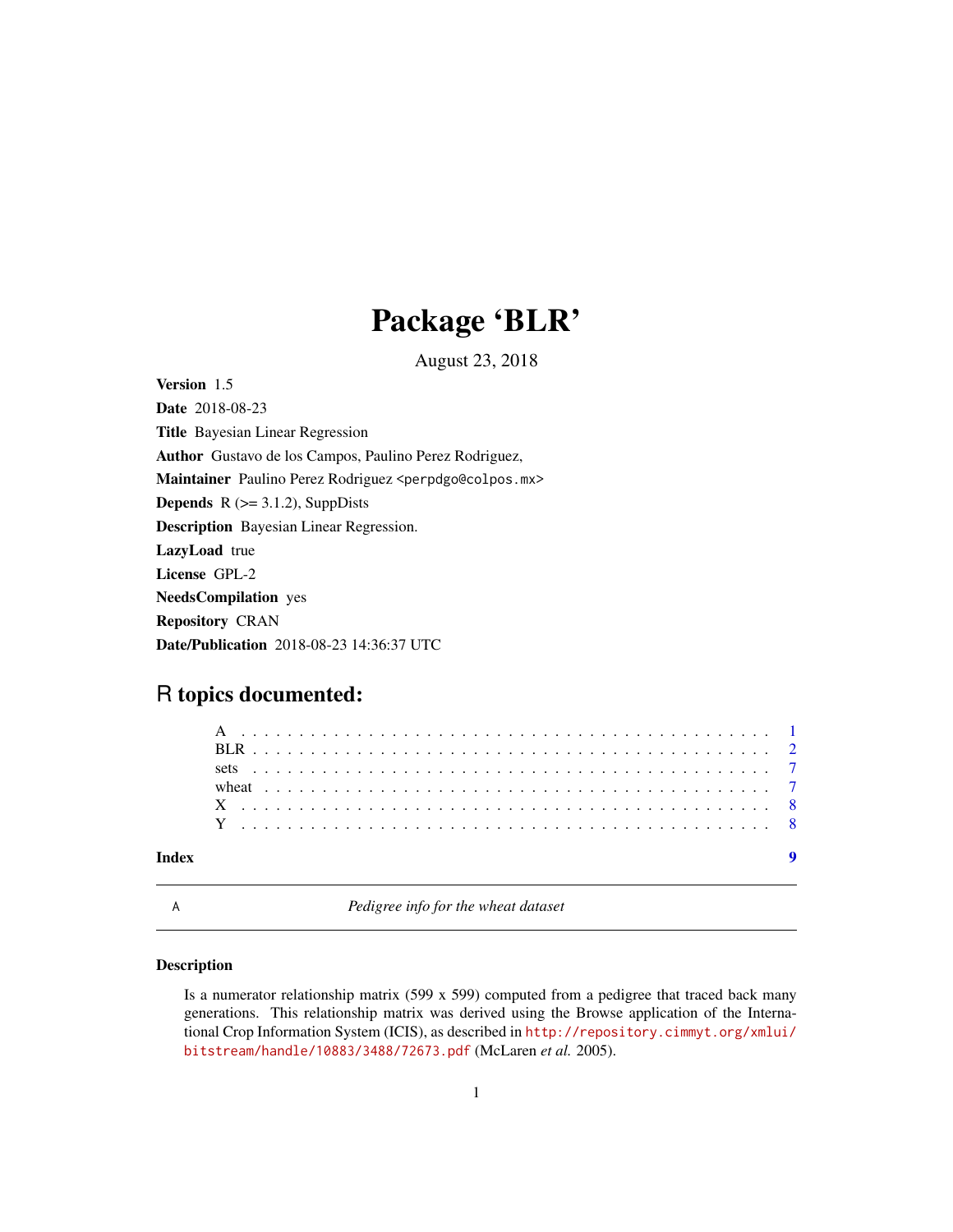# Package 'BLR'

August 23, 2018

**Version** 1.5

**Date** 2018-08-23

**Title** Bayesian Linear Regression

**Author** Gustavo de los Campos, Paulino Perez Rodriguez,

**Maintainer** Paulino Perez Rodriguez <perpdgo@colpos.mx>

**Depends** R (>= 3.1.2), SuppDists

**Description** Bayesian Linear Regression.

**LazyLoad** true

**License** GPL-2

**NeedsCompilation** yes

**Repository** CRAN

**Date/Publication** 2018-08-23 14:36:37 UTC

## R topics documented:

- A . . . . . . . . . . . . . . . . . . . . . . . . . . . . . . . . . . . . . . . . . . 1
- BLR . . . . . . . . . . . . . . . . . . . . . . . . . . . . . . . . . . . . . . . . . 2
- sets . . . . . . . . . . . . . . . . . . . . . . . . . . . . . . . . . . . . . . . . . 7
- wheat . . . . . . . . . . . . . . . . . . . . . . . . . . . . . . . . . . . . . . . . 7
- X . . . . . . . . . . . . . . . . . . . . . . . . . . . . . . . . . . . . . . . . . . 8
- Y . . . . . . . . . . . . . . . . . . . . . . . . . . . . . . . . . . . . . . . . . . 8

**Index** 9

---

A *Pedigree info for the wheat dataset*

---

### Description

Is a numerator relationship matrix (599 x 599) computed from a pedigree that traced back many generations. This relationship matrix was derived using the Browse application of the International Crop Information System (ICIS), as described in http://repository.cimmyt.org/xmlui/bitstream/handle/10883/3488/72673.pdf (McLaren *et al.* 2005).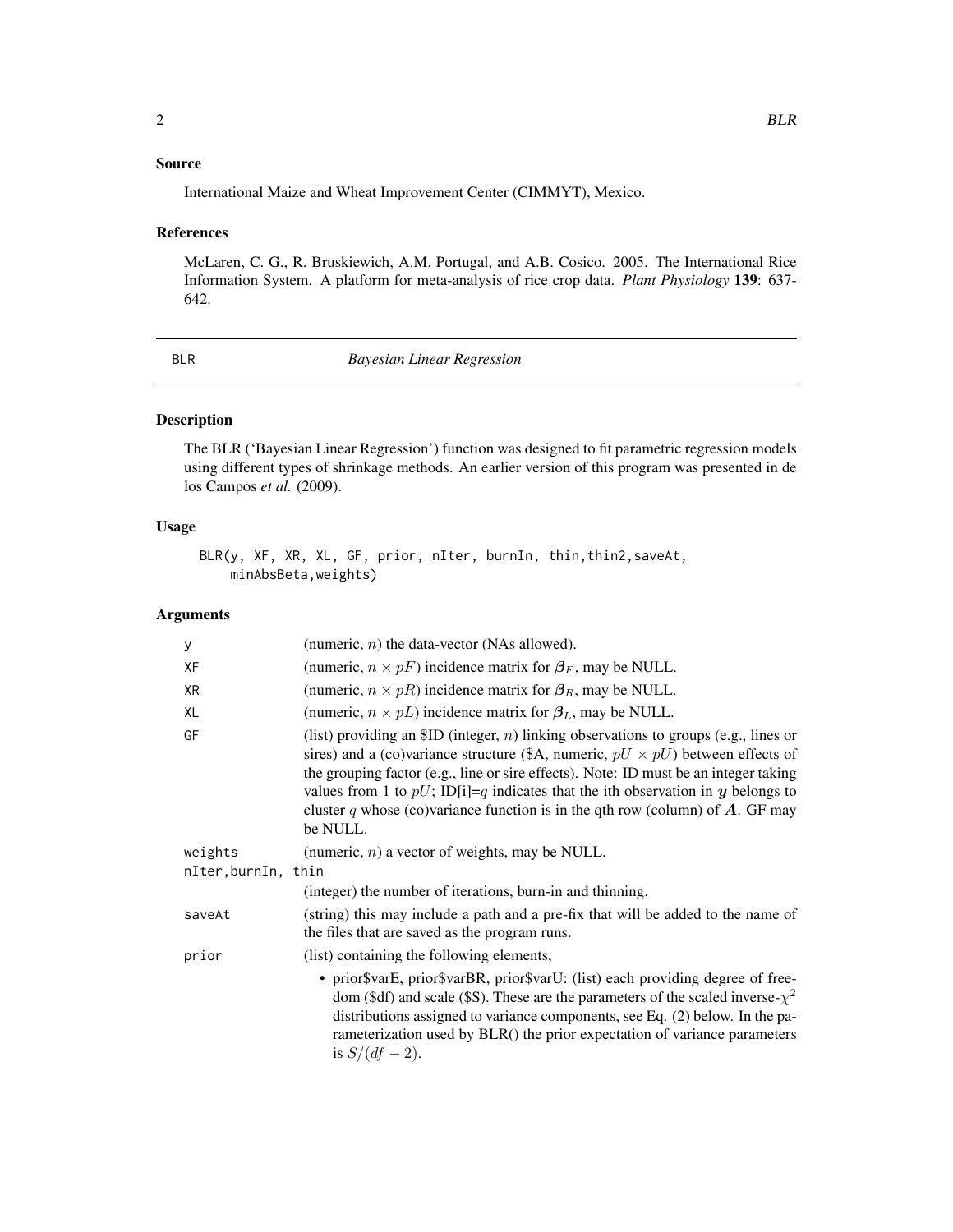### Source

International Maize and Wheat Improvement Center (CIMMYT), Mexico.

### References

McLaren, C. G., R. Bruskiewich, A.M. Portugal, and A.B. Cosico. 2005. The International Rice Information System. A platform for meta-analysis of rice crop data. *Plant Physiology* **139**: 637-642.

---

## BLR — *Bayesian Linear Regression*

---

### Description

The BLR ('Bayesian Linear Regression') function was designed to fit parametric regression models using different types of shrinkage methods. An earlier version of this program was presented in de los Campos *et al.* (2009).

### Usage

```
BLR(y, XF, XR, XL, GF, prior, nIter, burnIn, thin,thin2,saveAt,
    minAbsBeta,weights)
```

### Arguments

| | |
|---|---|
| y | (numeric, $n$) the data-vector (NAs allowed). |
| XF | (numeric, $n \times pF$) incidence matrix for $\boldsymbol{\beta}_F$, may be NULL. |
| XR | (numeric, $n \times pR$) incidence matrix for $\boldsymbol{\beta}_R$, may be NULL. |
| XL | (numeric, $n \times pL$) incidence matrix for $\boldsymbol{\beta}_L$, may be NULL. |
| GF | (list) providing an $ID (integer, $n$) linking observations to groups (e.g., lines or sires) and a (co)variance structure ($A, numeric, $pU \times pU$) between effects of the grouping factor (e.g., line or sire effects). Note: ID must be an integer taking values from 1 to $pU$; ID[i]=$q$ indicates that the ith observation in $\boldsymbol{y}$ belongs to cluster $q$ whose (co)variance function is in the qth row (column) of $\boldsymbol{A}$. GF may be NULL. |
| weights | (numeric, $n$) a vector of weights, may be NULL. |
| nIter, burnIn, thin | (integer) the number of iterations, burn-in and thinning. |
| saveAt | (string) this may include a path and a pre-fix that will be added to the name of the files that are saved as the program runs. |
| prior | (list) containing the following elements,<br>• prior$varE, prior$varBR, prior$varU: (list) each providing degree of freedom ($df) and scale ($S). These are the parameters of the scaled inverse-$\chi^2$ distributions assigned to variance components, see Eq. (2) below. In the parameterization used by BLR() the prior expectation of variance parameters is $S/(df-2)$. |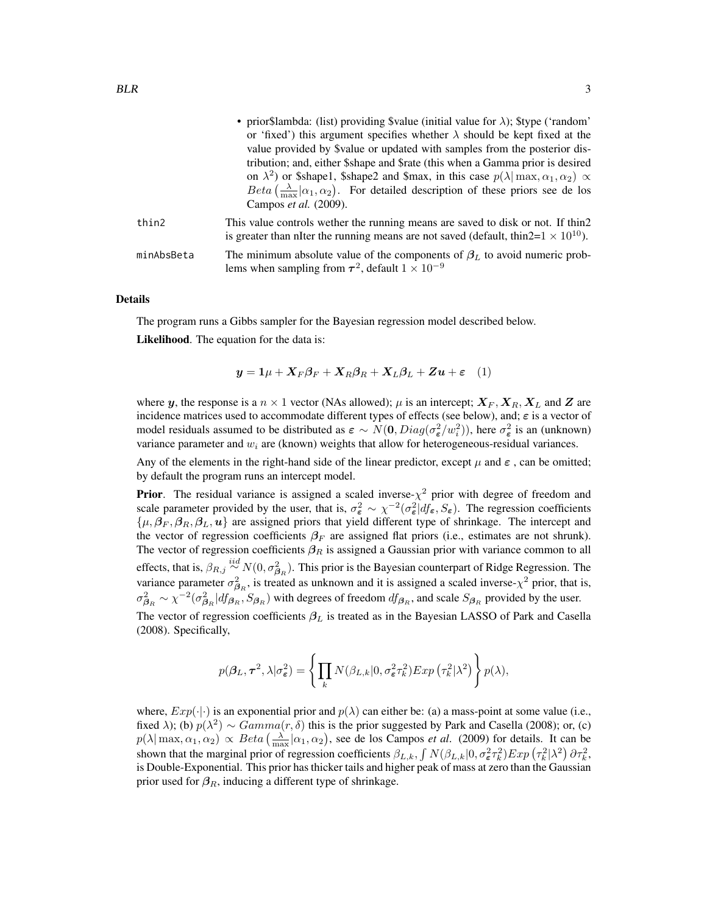- prior$lambda: (list) providing $value (initial value for $\lambda$); $type ('random' or 'fixed') this argument specifies whether $\lambda$ should be kept fixed at the value provided by $value or updated with samples from the posterior distribution; and, either $shape and $rate (this when a Gamma prior is desired on $\lambda^2$) or $shape1, $shape2 and $max, in this case $p(\lambda|\max, \alpha_1, \alpha_2) \propto Beta\left(\frac{\lambda}{\max}|\alpha_1, \alpha_2\right)$. For detailed description of these priors see de los Campos *et al.* (2009).

| | |
|---|---|
| thin2 | This value controls wether the running means are saved to disk or not. If thin2 is greater than nIter the running means are not saved (default, thin2=$1 \times 10^{10}$). |
| minAbsBeta | The minimum absolute value of the components of $\boldsymbol{\beta}_L$ to avoid numeric problems when sampling from $\boldsymbol{\tau}^2$, default $1 \times 10^{-9}$ |

## Details

The program runs a Gibbs sampler for the Bayesian regression model described below.

**Likelihood**. The equation for the data is:

$$\boldsymbol{y} = \boldsymbol{1}\mu + \boldsymbol{X}_F\boldsymbol{\beta}_F + \boldsymbol{X}_R\boldsymbol{\beta}_R + \boldsymbol{X}_L\boldsymbol{\beta}_L + \boldsymbol{Z}\boldsymbol{u} + \boldsymbol{\varepsilon} \quad (1)$$

where $\boldsymbol{y}$, the response is a $n \times 1$ vector (NAs allowed); $\mu$ is an intercept; $\boldsymbol{X}_F, \boldsymbol{X}_R, \boldsymbol{X}_L$ and $\boldsymbol{Z}$ are incidence matrices used to accommodate different types of effects (see below), and; $\boldsymbol{\varepsilon}$ is a vector of model residuals assumed to be distributed as $\boldsymbol{\varepsilon} \sim N(\boldsymbol{0}, Diag(\sigma^2_{\boldsymbol{\varepsilon}}/w_i^2))$, here $\sigma^2_{\boldsymbol{\varepsilon}}$ is an (unknown) variance parameter and $w_i$ are (known) weights that allow for heterogeneous-residual variances.

Any of the elements in the right-hand side of the linear predictor, except $\mu$ and $\boldsymbol{\varepsilon}$ , can be omitted; by default the program runs an intercept model.

**Prior**. The residual variance is assigned a scaled inverse-$\chi^2$ prior with degree of freedom and scale parameter provided by the user, that is, $\sigma^2_{\boldsymbol{\varepsilon}} \sim \chi^{-2}(\sigma^2_{\boldsymbol{\varepsilon}}|df_{\boldsymbol{\varepsilon}}, S_{\boldsymbol{\varepsilon}})$. The regression coefficients $\{\mu, \boldsymbol{\beta}_F, \boldsymbol{\beta}_R, \boldsymbol{\beta}_L, \boldsymbol{u}\}$ are assigned priors that yield different type of shrinkage. The intercept and the vector of regression coefficients $\boldsymbol{\beta}_F$ are assigned flat priors (i.e., estimates are not shrunk). The vector of regression coefficients $\boldsymbol{\beta}_R$ is assigned a Gaussian prior with variance common to all effects, that is, $\beta_{R,j} \overset{iid}{\sim} N(0, \sigma^2_{\boldsymbol{\beta}_R})$. This prior is the Bayesian counterpart of Ridge Regression. The variance parameter $\sigma^2_{\boldsymbol{\beta}_R}$, is treated as unknown and it is assigned a scaled inverse-$\chi^2$ prior, that is, $\sigma^2_{\boldsymbol{\beta}_R} \sim \chi^{-2}(\sigma^2_{\boldsymbol{\beta}_R}|df_{\boldsymbol{\beta}_R}, S_{\boldsymbol{\beta}_R})$ with degrees of freedom $df_{\boldsymbol{\beta}_R}$, and scale $S_{\boldsymbol{\beta}_R}$ provided by the user.

The vector of regression coefficients $\boldsymbol{\beta}_L$ is treated as in the Bayesian LASSO of Park and Casella (2008). Specifically,

$$p(\boldsymbol{\beta}_L, \boldsymbol{\tau}^2, \lambda|\sigma^2_{\boldsymbol{\varepsilon}}) = \left\{\prod_k N(\beta_{L,k}|0, \sigma^2_{\boldsymbol{\varepsilon}}\tau_k^2) Exp\left(\tau_k^2|\lambda^2\right)\right\} p(\lambda),$$

where, $Exp(\cdot|\cdot)$ is an exponential prior and $p(\lambda)$ can either be: (a) a mass-point at some value (i.e., fixed $\lambda$); (b) $p(\lambda^2) \sim Gamma(r, \delta)$ this is the prior suggested by Park and Casella (2008); or, (c) $p(\lambda|\max, \alpha_1, \alpha_2) \propto Beta\left(\frac{\lambda}{\max}|\alpha_1, \alpha_2\right)$, see de los Campos *et al*. (2009) for details. It can be shown that the marginal prior of regression coefficients $\beta_{L,k}$, $\int N(\beta_{L,k}|0, \sigma^2_{\boldsymbol{\varepsilon}}\tau_k^2) Exp\left(\tau_k^2|\lambda^2\right) \partial\tau_k^2$, is Double-Exponential. This prior has thicker tails and higher peak of mass at zero than the Gaussian prior used for $\boldsymbol{\beta}_R$, inducing a different type of shrinkage.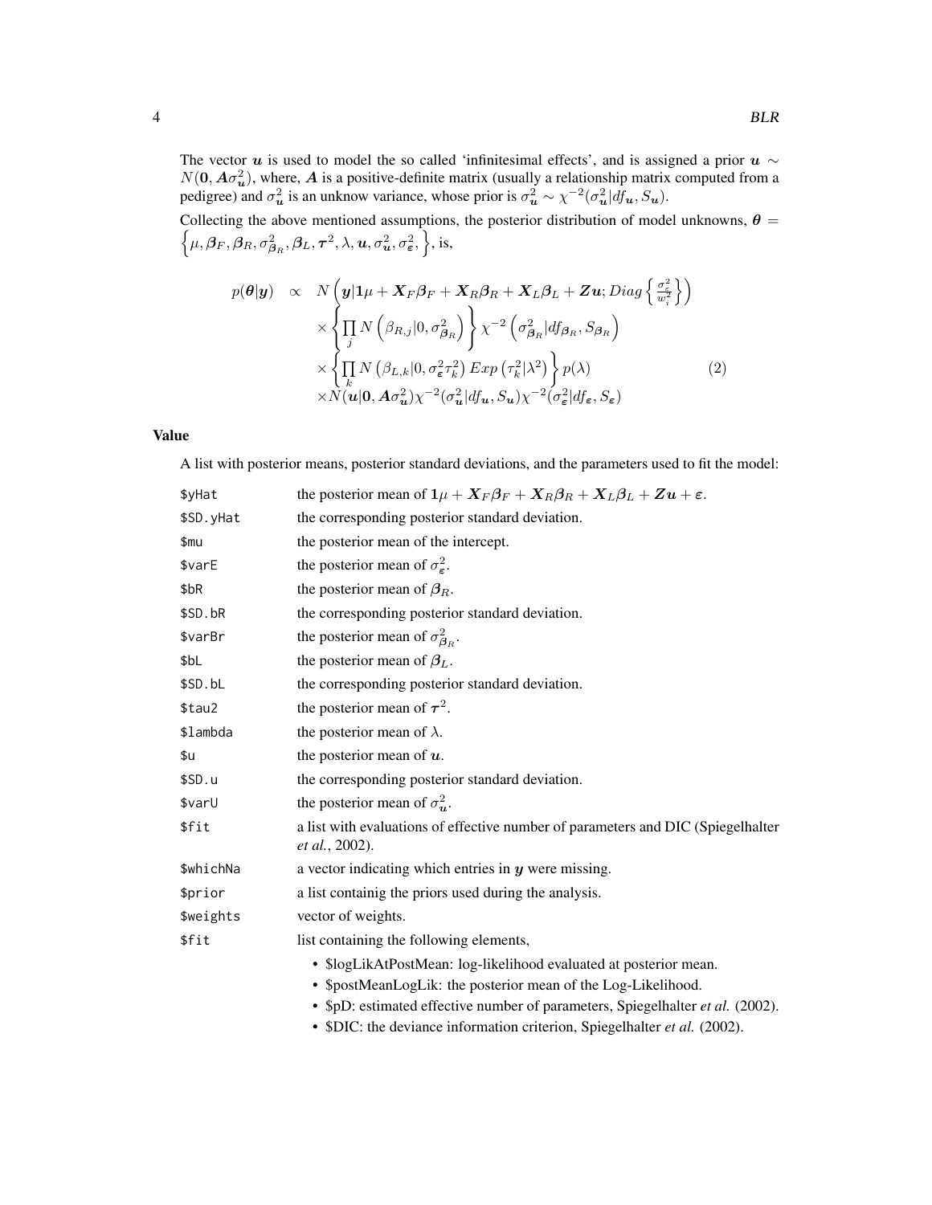The vector $\boldsymbol{u}$ is used to model the so called 'infinitesimal effects', and is assigned a prior $\boldsymbol{u} \sim N(\boldsymbol{0}, \boldsymbol{A}\sigma^2_{\boldsymbol{u}})$, where, $\boldsymbol{A}$ is a positive-definite matrix (usually a relationship matrix computed from a pedigree) and $\sigma^2_{\boldsymbol{u}}$ is an unknow variance, whose prior is $\sigma^2_{\boldsymbol{u}} \sim \chi^{-2}(\sigma^2_{\boldsymbol{u}}|df_{\boldsymbol{u}}, S_{\boldsymbol{u}})$.

Collecting the above mentioned assumptions, the posterior distribution of model unknowns, $\boldsymbol{\theta} = \left\{\mu, \boldsymbol{\beta}_F, \boldsymbol{\beta}_R, \sigma^2_{\boldsymbol{\beta}_R}, \boldsymbol{\beta}_L, \boldsymbol{\tau}^2, \lambda, \boldsymbol{u}, \sigma^2_{\boldsymbol{u}}, \sigma^2_{\boldsymbol{\varepsilon}}, \right\}$, is,

$$
\begin{aligned}
p(\boldsymbol{\theta}|\boldsymbol{y}) \quad \propto \quad & N\left(\boldsymbol{y}|\boldsymbol{1}\mu + \boldsymbol{X}_F\boldsymbol{\beta}_F + \boldsymbol{X}_R\boldsymbol{\beta}_R + \boldsymbol{X}_L\boldsymbol{\beta}_L + \boldsymbol{Z}\boldsymbol{u}; Diag\left\{\frac{\sigma^2_\varepsilon}{w^2_i}\right\}\right) \\
& \times \left\{\prod_j N\left(\beta_{R,j}|0, \sigma^2_{\boldsymbol{\beta}_R}\right)\right\} \chi^{-2}\left(\sigma^2_{\boldsymbol{\beta}_R}|df_{\boldsymbol{\beta}_R}, S_{\boldsymbol{\beta}_R}\right) \\
& \times \left\{\prod_k N\left(\beta_{L,k}|0, \sigma^2_{\boldsymbol{\varepsilon}}\tau^2_k\right) Exp\left(\tau^2_k|\lambda^2\right)\right\} p(\lambda) \\
& \times N(\boldsymbol{u}|\boldsymbol{0}, \boldsymbol{A}\sigma^2_{\boldsymbol{u}})\chi^{-2}(\sigma^2_{\boldsymbol{u}}|df_{\boldsymbol{u}}, S_{\boldsymbol{u}})\chi^{-2}(\sigma^2_{\boldsymbol{\varepsilon}}|df_{\boldsymbol{\varepsilon}}, S_{\boldsymbol{\varepsilon}})
\end{aligned}
\tag{2}
$$

## Value

A list with posterior means, posterior standard deviations, and the parameters used to fit the model:

- `$yHat` — the posterior mean of $\boldsymbol{1}\mu + \boldsymbol{X}_F\boldsymbol{\beta}_F + \boldsymbol{X}_R\boldsymbol{\beta}_R + \boldsymbol{X}_L\boldsymbol{\beta}_L + \boldsymbol{Z}\boldsymbol{u} + \varepsilon$.
- `$SD.yHat` — the corresponding posterior standard deviation.
- `$mu` — the posterior mean of the intercept.
- `$varE` — the posterior mean of $\sigma^2_{\boldsymbol{\varepsilon}}$.
- `$bR` — the posterior mean of $\boldsymbol{\beta}_R$.
- `$SD.bR` — the corresponding posterior standard deviation.
- `$varBr` — the posterior mean of $\sigma^2_{\boldsymbol{\beta}_R}$.
- `$bL` — the posterior mean of $\boldsymbol{\beta}_L$.
- `$SD.bL` — the corresponding posterior standard deviation.
- `$tau2` — the posterior mean of $\boldsymbol{\tau}^2$.
- `$lambda` — the posterior mean of $\lambda$.
- `$u` — the posterior mean of $\boldsymbol{u}$.
- `$SD.u` — the corresponding posterior standard deviation.
- `$varU` — the posterior mean of $\sigma^2_{\boldsymbol{u}}$.
- `$fit` — a list with evaluations of effective number of parameters and DIC (Spiegelhalter *et al.*, 2002).
- `$whichNa` — a vector indicating which entries in $\boldsymbol{y}$ were missing.
- `$prior` — a list containig the priors used during the analysis.
- `$weights` — vector of weights.
- `$fit` — list containing the following elements,
  - $logLikAtPostMean: log-likelihood evaluated at posterior mean.
  - $postMeanLogLik: the posterior mean of the Log-Likelihood.
  - $pD: estimated effective number of parameters, Spiegelhalter *et al.* (2002).
  - $DIC: the deviance information criterion, Spiegelhalter *et al.* (2002).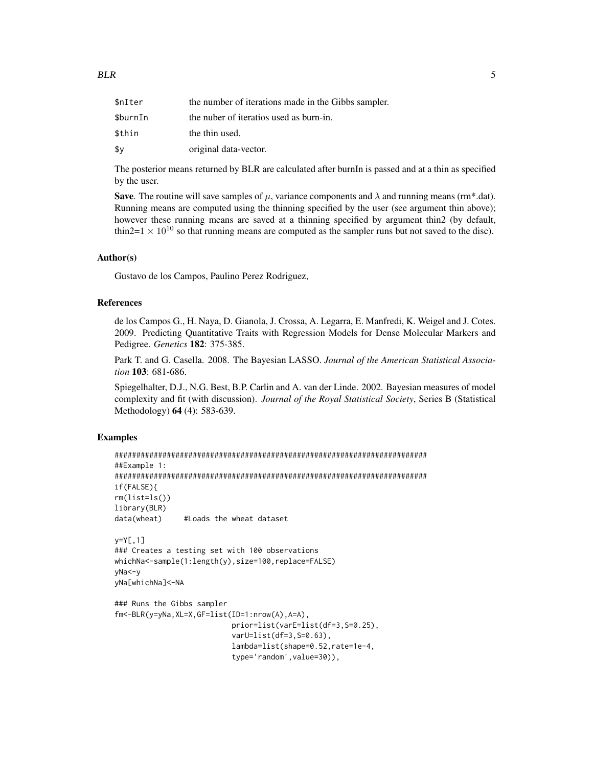| | |
|---|---|
| `$nIter` | the number of iterations made in the Gibbs sampler. |
| `$burnIn` | the nuber of iteratios used as burn-in. |
| `$thin` | the thin used. |
| `$y` | original data-vector. |

The posterior means returned by BLR are calculated after burnIn is passed and at a thin as specified by the user.

**Save**. The routine will save samples of $\mu$, variance components and $\lambda$ and running means (rm*.dat). Running means are computed using the thinning specified by the user (see argument thin above); however these running means are saved at a thinning specified by argument thin2 (by default, thin2=$1 \times 10^{10}$ so that running means are computed as the sampler runs but not saved to the disc).

### Author(s)

Gustavo de los Campos, Paulino Perez Rodriguez,

### References

de los Campos G., H. Naya, D. Gianola, J. Crossa, A. Legarra, E. Manfredi, K. Weigel and J. Cotes. 2009. Predicting Quantitative Traits with Regression Models for Dense Molecular Markers and Pedigree. *Genetics* **182**: 375-385.

Park T. and G. Casella. 2008. The Bayesian LASSO. *Journal of the American Statistical Association* **103**: 681-686.

Spiegelhalter, D.J., N.G. Best, B.P. Carlin and A. van der Linde. 2002. Bayesian measures of model complexity and fit (with discussion). *Journal of the Royal Statistical Society*, Series B (Statistical Methodology) **64** (4): 583-639.

### Examples

```
########################################################################
##Example 1:
########################################################################
if(FALSE){
rm(list=ls())
library(BLR)
data(wheat)     #Loads the wheat dataset

y=Y[,1]
### Creates a testing set with 100 observations
whichNa<-sample(1:length(y),size=100,replace=FALSE)
yNa<-y
yNa[whichNa]<-NA

### Runs the Gibbs sampler
fm<-BLR(y=yNa,XL=X,GF=list(ID=1:nrow(A),A=A),
                           prior=list(varE=list(df=3,S=0.25),
                           varU=list(df=3,S=0.63),
                           lambda=list(shape=0.52,rate=1e-4,
                           type='random',value=30)),
```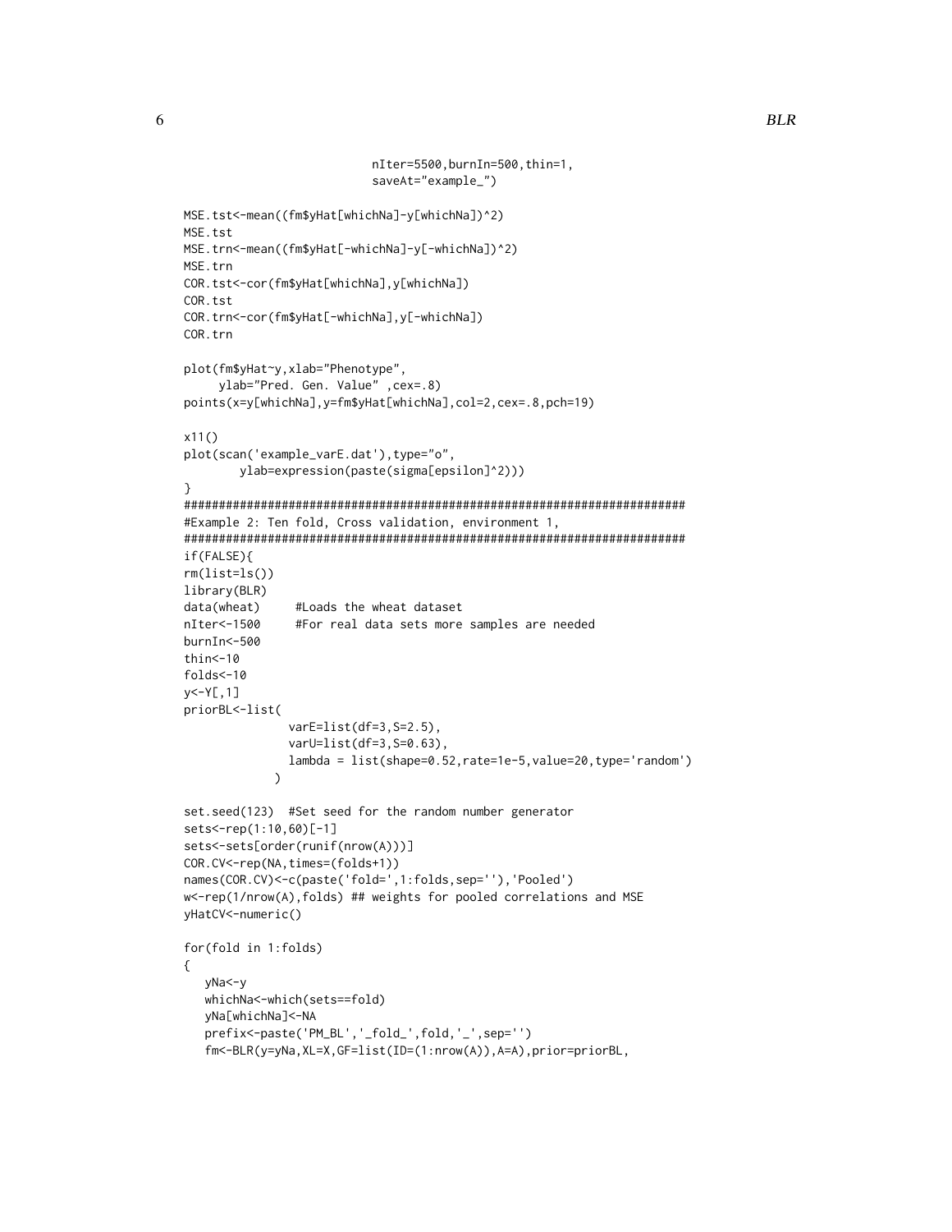```
                          nIter=5500,burnIn=500,thin=1,
                          saveAt="example_")

MSE.tst<-mean((fm$yHat[whichNa]-y[whichNa])^2)
MSE.tst
MSE.trn<-mean((fm$yHat[-whichNa]-y[-whichNa])^2)
MSE.trn
COR.tst<-cor(fm$yHat[whichNa],y[whichNa])
COR.tst
COR.trn<-cor(fm$yHat[-whichNa],y[-whichNa])
COR.trn

plot(fm$yHat~y,xlab="Phenotype",
     ylab="Pred. Gen. Value" ,cex=.8)
points(x=y[whichNa],y=fm$yHat[whichNa],col=2,cex=.8,pch=19)

x11()
plot(scan('example_varE.dat'),type="o",
        ylab=expression(paste(sigma[epsilon]^2)))
}
########################################################################
#Example 2: Ten fold, Cross validation, environment 1,
########################################################################
if(FALSE){
rm(list=ls())
library(BLR)
data(wheat)     #Loads the wheat dataset
nIter<-1500     #For real data sets more samples are needed
burnIn<-500
thin<-10
folds<-10
y<-Y[,1]
priorBL<-list(
               varE=list(df=3,S=2.5),
               varU=list(df=3,S=0.63),
               lambda = list(shape=0.52,rate=1e-5,value=20,type='random')
             )

set.seed(123)  #Set seed for the random number generator
sets<-rep(1:10,60)[-1]
sets<-sets[order(runif(nrow(A)))]
COR.CV<-rep(NA,times=(folds+1))
names(COR.CV)<-c(paste('fold=',1:folds,sep=''),'Pooled')
w<-rep(1/nrow(A),folds) ## weights for pooled correlations and MSE
yHatCV<-numeric()

for(fold in 1:folds)
{
   yNa<-y
   whichNa<-which(sets==fold)
   yNa[whichNa]<-NA
   prefix<-paste('PM_BL','_fold_',fold,'_',sep='')
   fm<-BLR(y=yNa,XL=X,GF=list(ID=(1:nrow(A)),A=A),prior=priorBL,
```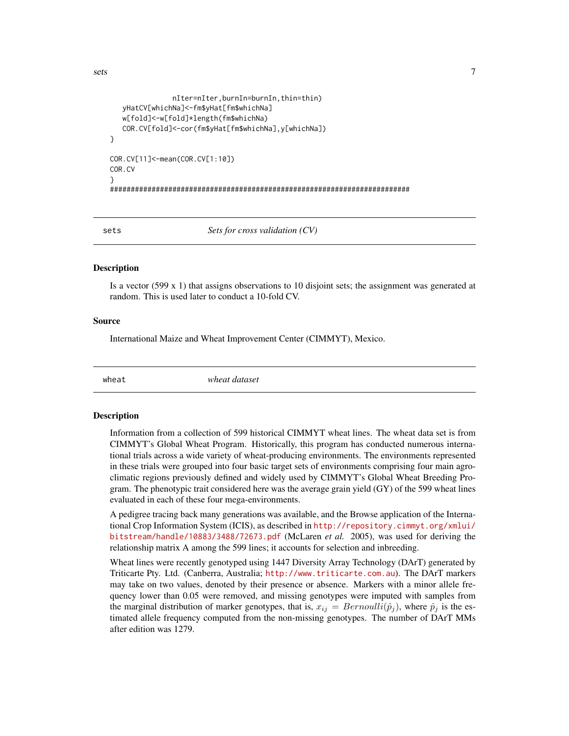```
                    nIter=nIter,burnIn=burnIn,thin=thin)
    yHatCV[whichNa]<-fm$yHat[fm$whichNa]
    w[fold]<-w[fold]*length(fm$whichNa)
    COR.CV[fold]<-cor(fm$yHat[fm$whichNa],y[whichNa])
}

COR.CV[11]<-mean(COR.CV[1:10])
COR.CV
}
########################################################################
```

## sets — *Sets for cross validation (CV)*

### Description

Is a vector (599 x 1) that assigns observations to 10 disjoint sets; the assignment was generated at random. This is used later to conduct a 10-fold CV.

### Source

International Maize and Wheat Improvement Center (CIMMYT), Mexico.

## wheat — *wheat dataset*

### Description

Information from a collection of 599 historical CIMMYT wheat lines. The wheat data set is from CIMMYT's Global Wheat Program. Historically, this program has conducted numerous international trials across a wide variety of wheat-producing environments. The environments represented in these trials were grouped into four basic target sets of environments comprising four main agroclimatic regions previously defined and widely used by CIMMYT's Global Wheat Breeding Program. The phenotypic trait considered here was the average grain yield (GY) of the 599 wheat lines evaluated in each of these four mega-environments.

A pedigree tracing back many generations was available, and the Browse application of the International Crop Information System (ICIS), as described in http://repository.cimmyt.org/xmlui/bitstream/handle/10883/3488/72673.pdf (McLaren *et al.* 2005), was used for deriving the relationship matrix A among the 599 lines; it accounts for selection and inbreeding.

Wheat lines were recently genotyped using 1447 Diversity Array Technology (DArT) generated by Triticarte Pty. Ltd. (Canberra, Australia; http://www.triticarte.com.au). The DArT markers may take on two values, denoted by their presence or absence. Markers with a minor allele frequency lower than 0.05 were removed, and missing genotypes were imputed with samples from the marginal distribution of marker genotypes, that is, $x_{ij} = Bernoulli(\hat{p}_j)$, where $\hat{p}_j$ is the estimated allele frequency computed from the non-missing genotypes. The number of DArT MMs after edition was 1279.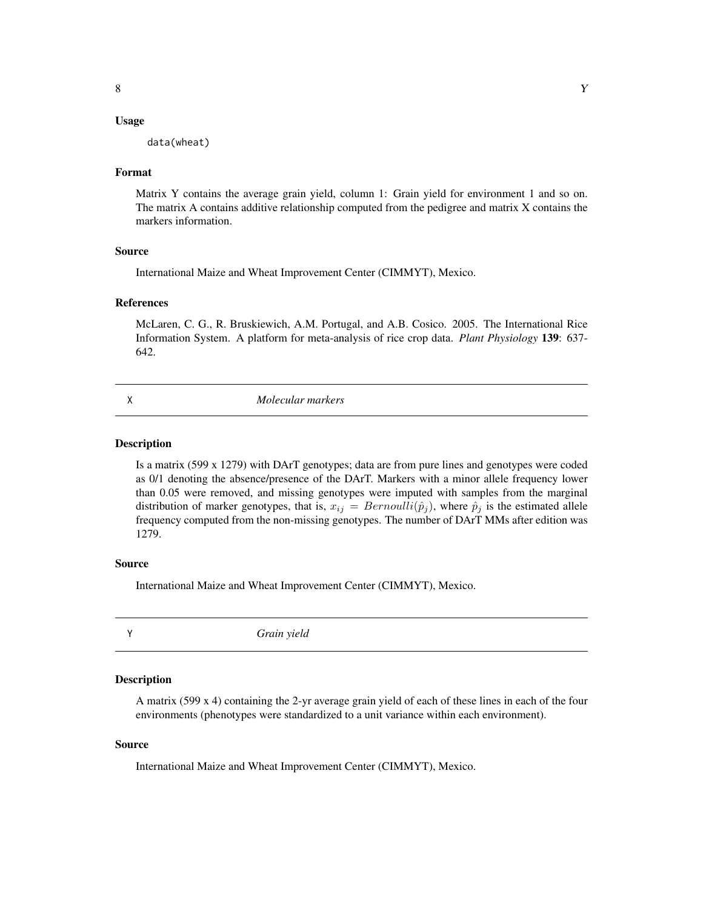### Usage

```
data(wheat)
```

### Format

Matrix Y contains the average grain yield, column 1: Grain yield for environment 1 and so on. The matrix A contains additive relationship computed from the pedigree and matrix X contains the markers information.

### Source

International Maize and Wheat Improvement Center (CIMMYT), Mexico.

### References

McLaren, C. G., R. Bruskiewich, A.M. Portugal, and A.B. Cosico. 2005. The International Rice Information System. A platform for meta-analysis of rice crop data. *Plant Physiology* **139**: 637-642.

---

## X — *Molecular markers*

---

### Description

Is a matrix (599 x 1279) with DArT genotypes; data are from pure lines and genotypes were coded as 0/1 denoting the absence/presence of the DArT. Markers with a minor allele frequency lower than 0.05 were removed, and missing genotypes were imputed with samples from the marginal distribution of marker genotypes, that is, $x_{ij} = Bernoulli(\hat{p}_j)$, where $\hat{p}_j$ is the estimated allele frequency computed from the non-missing genotypes. The number of DArT MMs after edition was 1279.

### Source

International Maize and Wheat Improvement Center (CIMMYT), Mexico.

---

## Y — *Grain yield*

---

### Description

A matrix (599 x 4) containing the 2-yr average grain yield of each of these lines in each of the four environments (phenotypes were standardized to a unit variance within each environment).

### Source

International Maize and Wheat Improvement Center (CIMMYT), Mexico.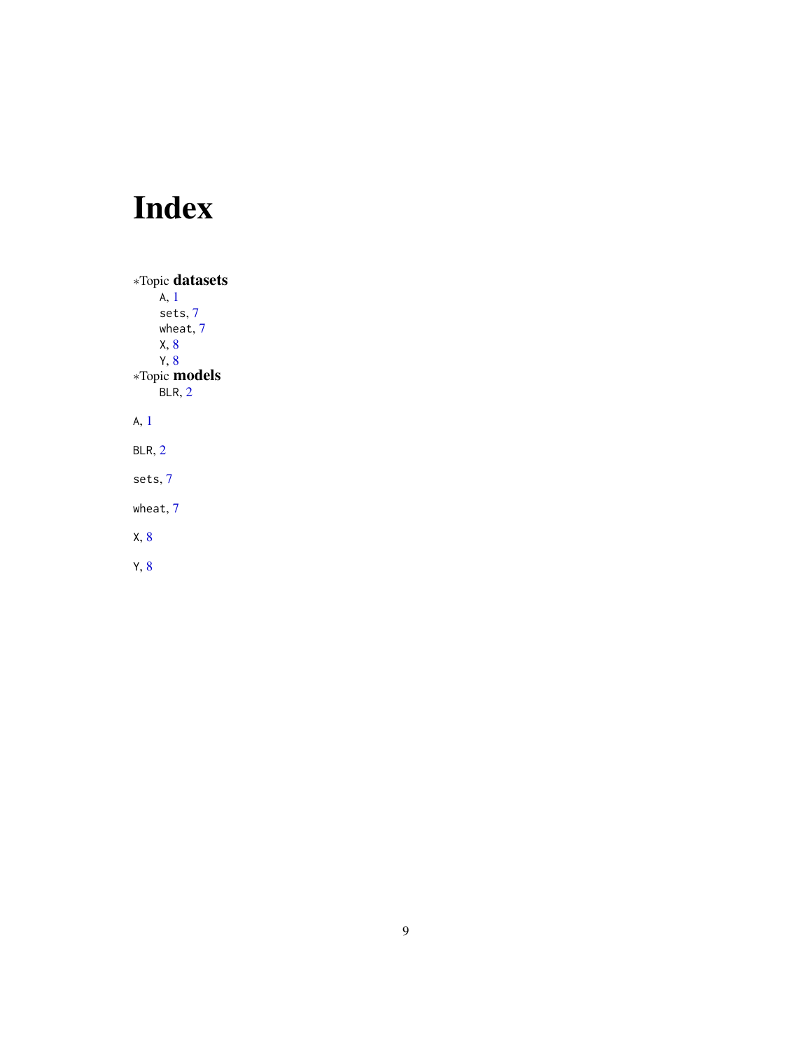# Index

∗Topic **datasets**

- A, 1
- sets, 7
- wheat, 7
- X, 8
- Y, 8

∗Topic **models**

- BLR, 2

A, 1

BLR, 2

sets, 7

wheat, 7

X, 8

Y, 8